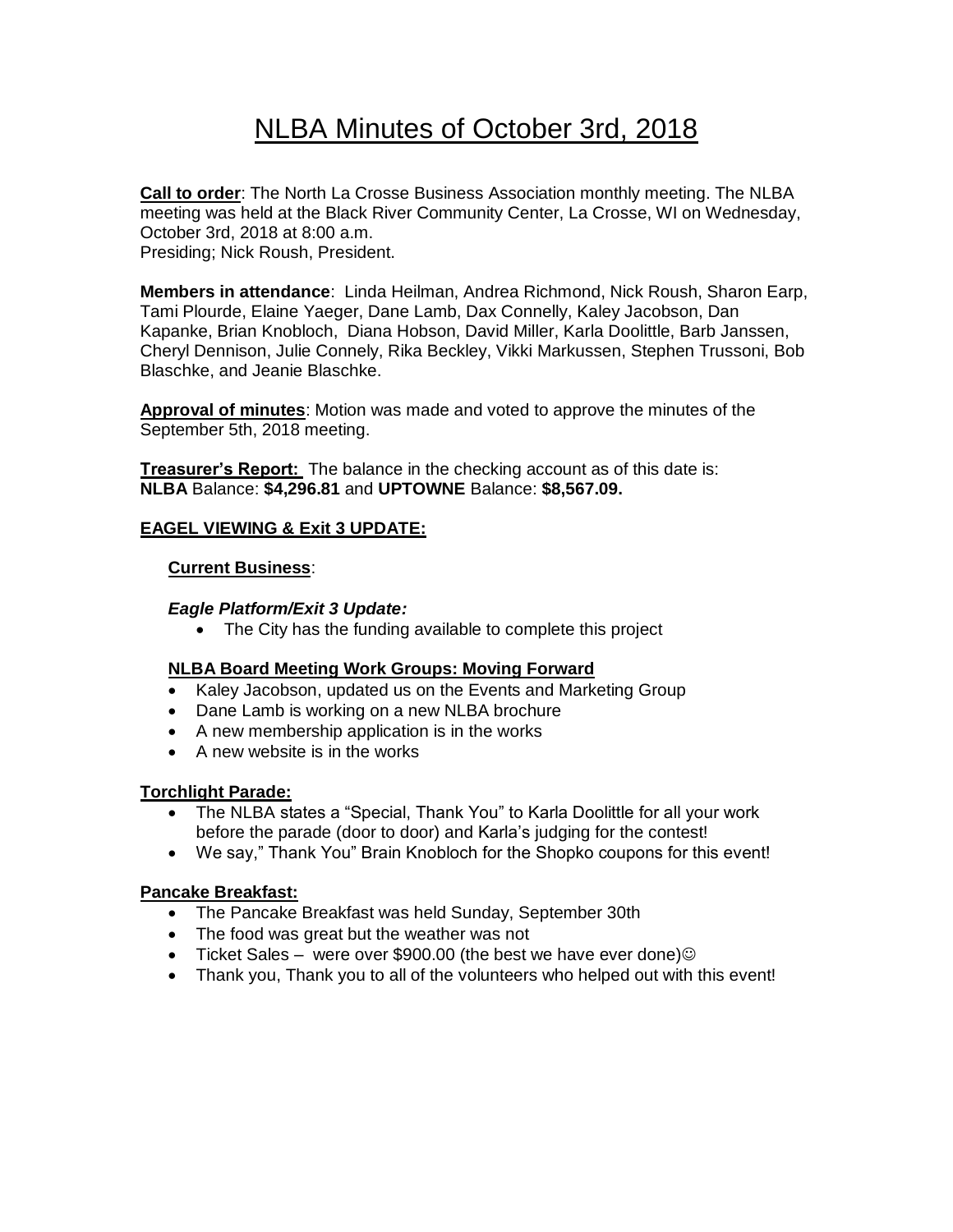# NLBA Minutes of October 3rd, 2018

**Call to order**: The North La Crosse Business Association monthly meeting. The NLBA meeting was held at the Black River Community Center, La Crosse, WI on Wednesday, October 3rd, 2018 at 8:00 a.m.
Presiding; Nick Roush, President.

**Members in attendance**: Linda Heilman, Andrea Richmond, Nick Roush, Sharon Earp, Tami Plourde, Elaine Yaeger, Dane Lamb, Dax Connelly, Kaley Jacobson, Dan Kapanke, Brian Knobloch, Diana Hobson, David Miller, Karla Doolittle, Barb Janssen, Cheryl Dennison, Julie Connely, Rika Beckley, Vikki Markussen, Stephen Trussoni, Bob Blaschke, and Jeanie Blaschke.

**Approval of minutes**: Motion was made and voted to approve the minutes of the September 5th, 2018 meeting.

**Treasurer's Report:** The balance in the checking account as of this date is:
**NLBA** Balance: **$4,296.81** and **UPTOWNE** Balance: **$8,567.09.**

**EAGEL VIEWING & Exit 3 UPDATE:**

**Current Business**:

***Eagle Platform/Exit 3 Update:***

- The City has the funding available to complete this project

**NLBA Board Meeting Work Groups: Moving Forward**

- Kaley Jacobson, updated us on the Events and Marketing Group
- Dane Lamb is working on a new NLBA brochure
- A new membership application is in the works
- A new website is in the works

**Torchlight Parade:**

- The NLBA states a "Special, Thank You" to Karla Doolittle for all your work before the parade (door to door) and Karla's judging for the contest!
- We say," Thank You" Brain Knobloch for the Shopko coupons for this event!

**Pancake Breakfast:**

- The Pancake Breakfast was held Sunday, September 30th
- The food was great but the weather was not
- Ticket Sales – were over $900.00 (the best we have ever done)☺
- Thank you, Thank you to all of the volunteers who helped out with this event!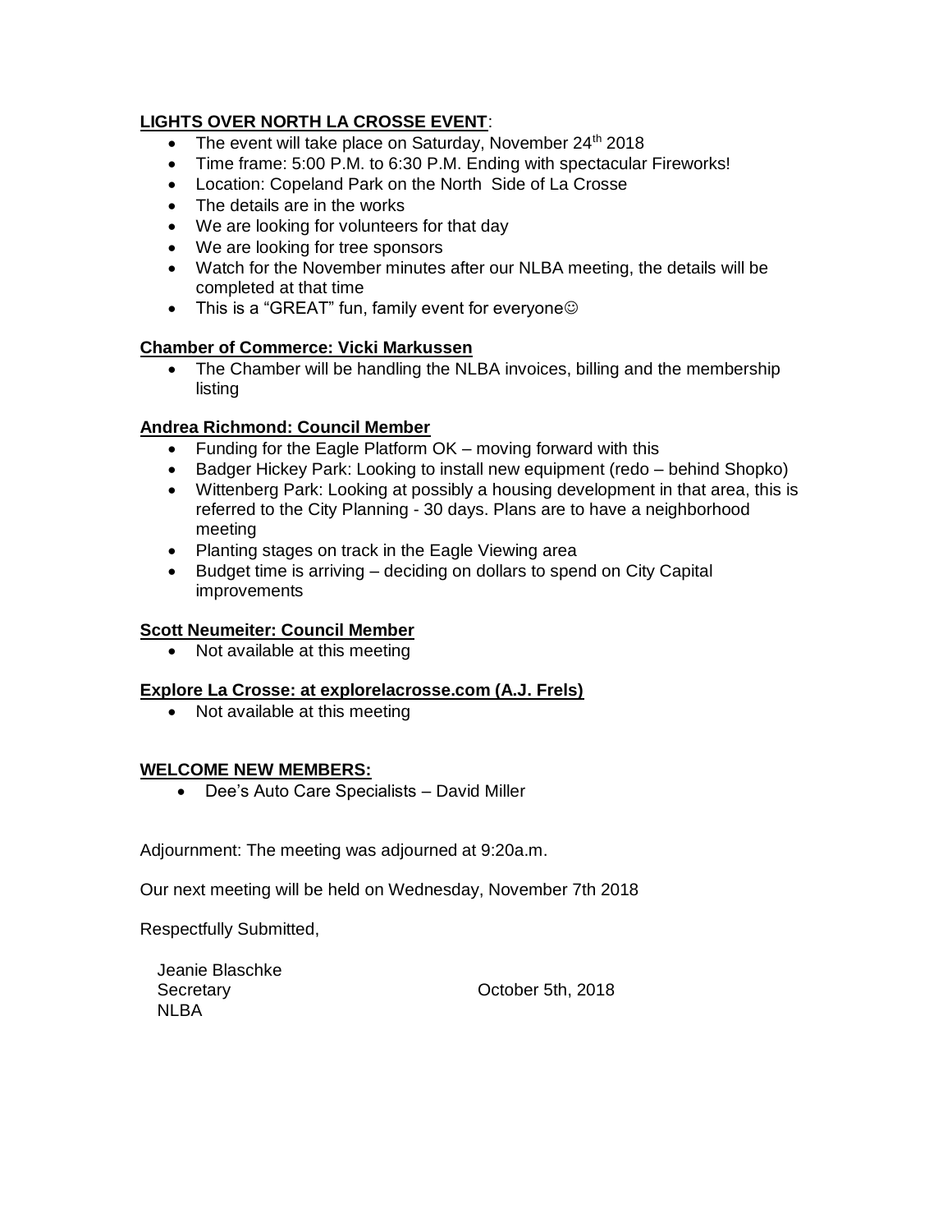**LIGHTS OVER NORTH LA CROSSE EVENT**:

- The event will take place on Saturday, November 24th 2018
- Time frame: 5:00 P.M. to 6:30 P.M. Ending with spectacular Fireworks!
- Location: Copeland Park on the North Side of La Crosse
- The details are in the works
- We are looking for volunteers for that day
- We are looking for tree sponsors
- Watch for the November minutes after our NLBA meeting, the details will be completed at that time
- This is a "GREAT" fun, family event for everyone☺

**Chamber of Commerce: Vicki Markussen**

- The Chamber will be handling the NLBA invoices, billing and the membership listing

**Andrea Richmond: Council Member**

- Funding for the Eagle Platform OK – moving forward with this
- Badger Hickey Park: Looking to install new equipment (redo – behind Shopko)
- Wittenberg Park: Looking at possibly a housing development in that area, this is referred to the City Planning - 30 days. Plans are to have a neighborhood meeting
- Planting stages on track in the Eagle Viewing area
- Budget time is arriving – deciding on dollars to spend on City Capital improvements

**Scott Neumeiter: Council Member**

- Not available at this meeting

**Explore La Crosse: at explorelacrosse.com (A.J. Frels)**

- Not available at this meeting

**WELCOME NEW MEMBERS:**

- Dee's Auto Care Specialists – David Miller

Adjournment: The meeting was adjourned at 9:20a.m.

Our next meeting will be held on Wednesday, November 7th 2018

Respectfully Submitted,

Jeanie Blaschke
Secretary
NLBA

October 5th, 2018